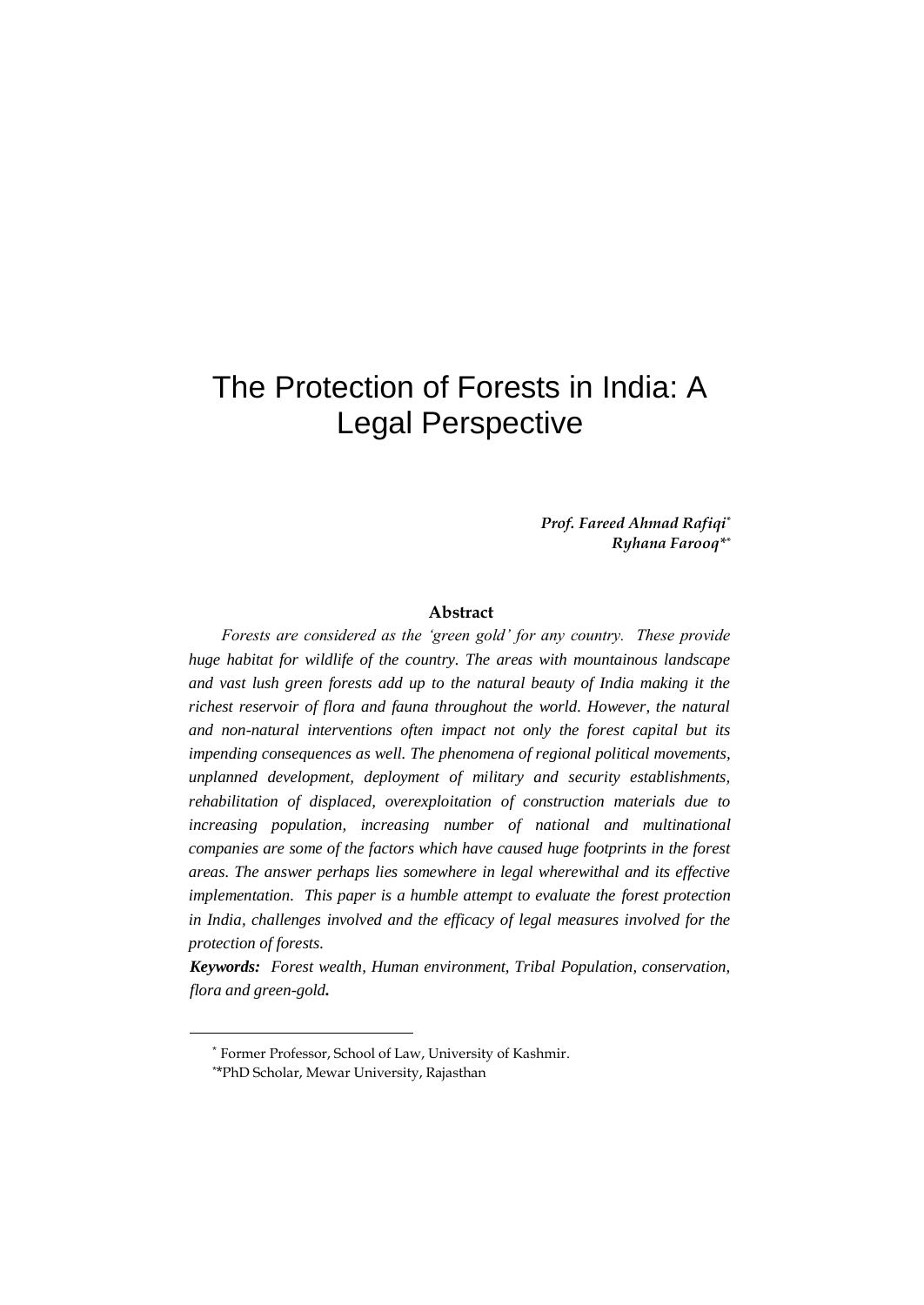# The Protection of Forests in India: A Legal Perspective

***Prof. Fareed Ahmad Rafiqi**** 
***Ryhana Farooq****

**Abstract**

*Forests are considered as the 'green gold' for any country. These provide huge habitat for wildlife of the country. The areas with mountainous landscape and vast lush green forests add up to the natural beauty of India making it the richest reservoir of flora and fauna throughout the world. However, the natural and non-natural interventions often impact not only the forest capital but its impending consequences as well. The phenomena of regional political movements, unplanned development, deployment of military and security establishments, rehabilitation of displaced, overexploitation of construction materials due to increasing population, increasing number of national and multinational companies are some of the factors which have caused huge footprints in the forest areas. The answer perhaps lies somewhere in legal wherewithal and its effective implementation. This paper is a humble attempt to evaluate the forest protection in India, challenges involved and the efficacy of legal measures involved for the protection of forests.*

***Keywords:*** *Forest wealth, Human environment, Tribal Population, conservation, flora and green-gold.*

---

[*] Former Professor, School of Law, University of Kashmir.

[**] PhD Scholar, Mewar University, Rajasthan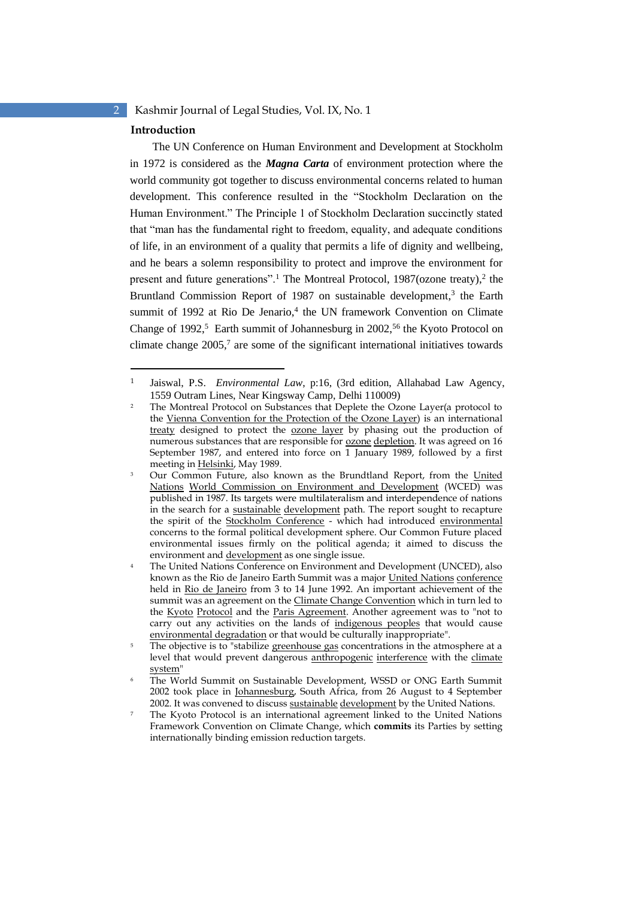**Introduction**

The UN Conference on Human Environment and Development at Stockholm in 1972 is considered as the ***Magna Carta*** of environment protection where the world community got together to discuss environmental concerns related to human development. This conference resulted in the "Stockholm Declaration on the Human Environment." The Principle 1 of Stockholm Declaration succinctly stated that "man has the fundamental right to freedom, equality, and adequate conditions of life, in an environment of a quality that permits a life of dignity and wellbeing, and he bears a solemn responsibility to protect and improve the environment for present and future generations".[1] The Montreal Protocol, 1987(ozone treaty),[2] the Bruntland Commission Report of 1987 on sustainable development,[3] the Earth summit of 1992 at Rio De Jenario,[4] the UN framework Convention on Climate Change of 1992,[5] Earth summit of Johannesburg in 2002,[56] the Kyoto Protocol on climate change 2005,[7] are some of the significant international initiatives towards

---

1. Jaiswal, P.S. *Environmental Law*, p:16, (3rd edition, Allahabad Law Agency, 1559 Outram Lines, Near Kingsway Camp, Delhi 110009)
2. The Montreal Protocol on Substances that Deplete the Ozone Layer(a protocol to the Vienna Convention for the Protection of the Ozone Layer) is an international treaty designed to protect the ozone layer by phasing out the production of numerous substances that are responsible for ozone depletion. It was agreed on 16 September 1987, and entered into force on 1 January 1989, followed by a first meeting in Helsinki, May 1989.
3. Our Common Future, also known as the Brundtland Report, from the United Nations World Commission on Environment and Development (WCED) was published in 1987. Its targets were multilateralism and interdependence of nations in the search for a sustainable development path. The report sought to recapture the spirit of the Stockholm Conference - which had introduced environmental concerns to the formal political development sphere. Our Common Future placed environmental issues firmly on the political agenda; it aimed to discuss the environment and development as one single issue.
4. The United Nations Conference on Environment and Development (UNCED), also known as the Rio de Janeiro Earth Summit was a major United Nations conference held in Rio de Janeiro from 3 to 14 June 1992. An important achievement of the summit was an agreement on the Climate Change Convention which in turn led to the Kyoto Protocol and the Paris Agreement. Another agreement was to "not to carry out any activities on the lands of indigenous peoples that would cause environmental degradation or that would be culturally inappropriate".
5. The objective is to "stabilize greenhouse gas concentrations in the atmosphere at a level that would prevent dangerous anthropogenic interference with the climate system"
6. The World Summit on Sustainable Development, WSSD or ONG Earth Summit 2002 took place in Johannesburg, South Africa, from 26 August to 4 September 2002. It was convened to discuss sustainable development by the United Nations.
7. The Kyoto Protocol is an international agreement linked to the United Nations Framework Convention on Climate Change, which **commits** its Parties by setting internationally binding emission reduction targets.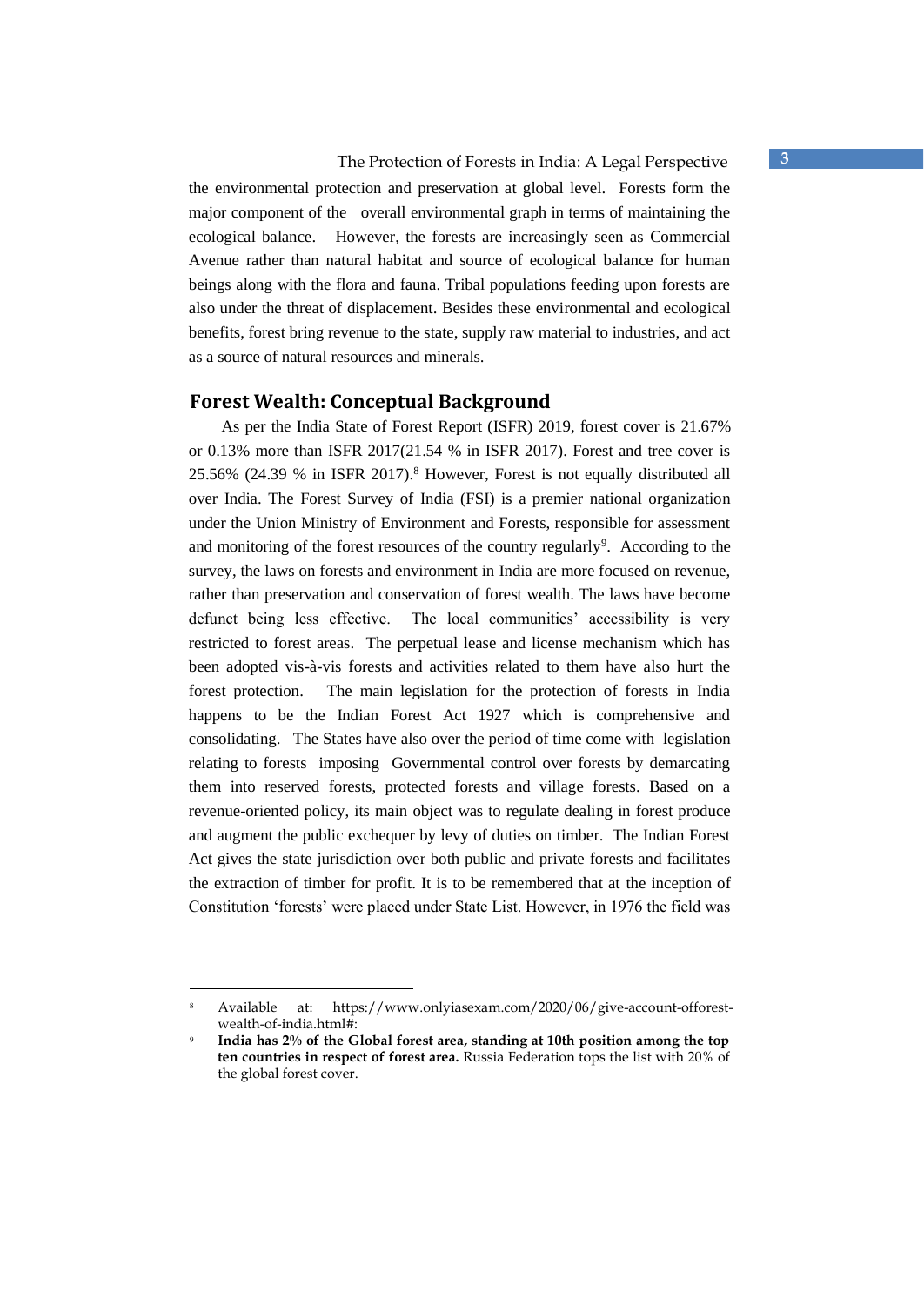the environmental protection and preservation at global level. Forests form the major component of the overall environmental graph in terms of maintaining the ecological balance. However, the forests are increasingly seen as Commercial Avenue rather than natural habitat and source of ecological balance for human beings along with the flora and fauna. Tribal populations feeding upon forests are also under the threat of displacement. Besides these environmental and ecological benefits, forest bring revenue to the state, supply raw material to industries, and act as a source of natural resources and minerals.

## Forest Wealth: Conceptual Background

As per the India State of Forest Report (ISFR) 2019, forest cover is 21.67% or 0.13% more than ISFR 2017(21.54 % in ISFR 2017). Forest and tree cover is 25.56% (24.39 % in ISFR 2017).[8] However, Forest is not equally distributed all over India. The Forest Survey of India (FSI) is a premier national organization under the Union Ministry of Environment and Forests, responsible for assessment and monitoring of the forest resources of the country regularly[9]. According to the survey, the laws on forests and environment in India are more focused on revenue, rather than preservation and conservation of forest wealth. The laws have become defunct being less effective. The local communities' accessibility is very restricted to forest areas. The perpetual lease and license mechanism which has been adopted vis-à-vis forests and activities related to them have also hurt the forest protection. The main legislation for the protection of forests in India happens to be the Indian Forest Act 1927 which is comprehensive and consolidating. The States have also over the period of time come with legislation relating to forests imposing Governmental control over forests by demarcating them into reserved forests, protected forests and village forests. Based on a revenue-oriented policy, its main object was to regulate dealing in forest produce and augment the public exchequer by levy of duties on timber. The Indian Forest Act gives the state jurisdiction over both public and private forests and facilitates the extraction of timber for profit. It is to be remembered that at the inception of Constitution 'forests' were placed under State List. However, in 1976 the field was

---

[8] Available at: https://www.onlyiasexam.com/2020/06/give-account-offorest-wealth-of-india.html#:

[9] **India has 2% of the Global forest area, standing at 10th position among the top ten countries in respect of forest area.** Russia Federation tops the list with 20% of the global forest cover.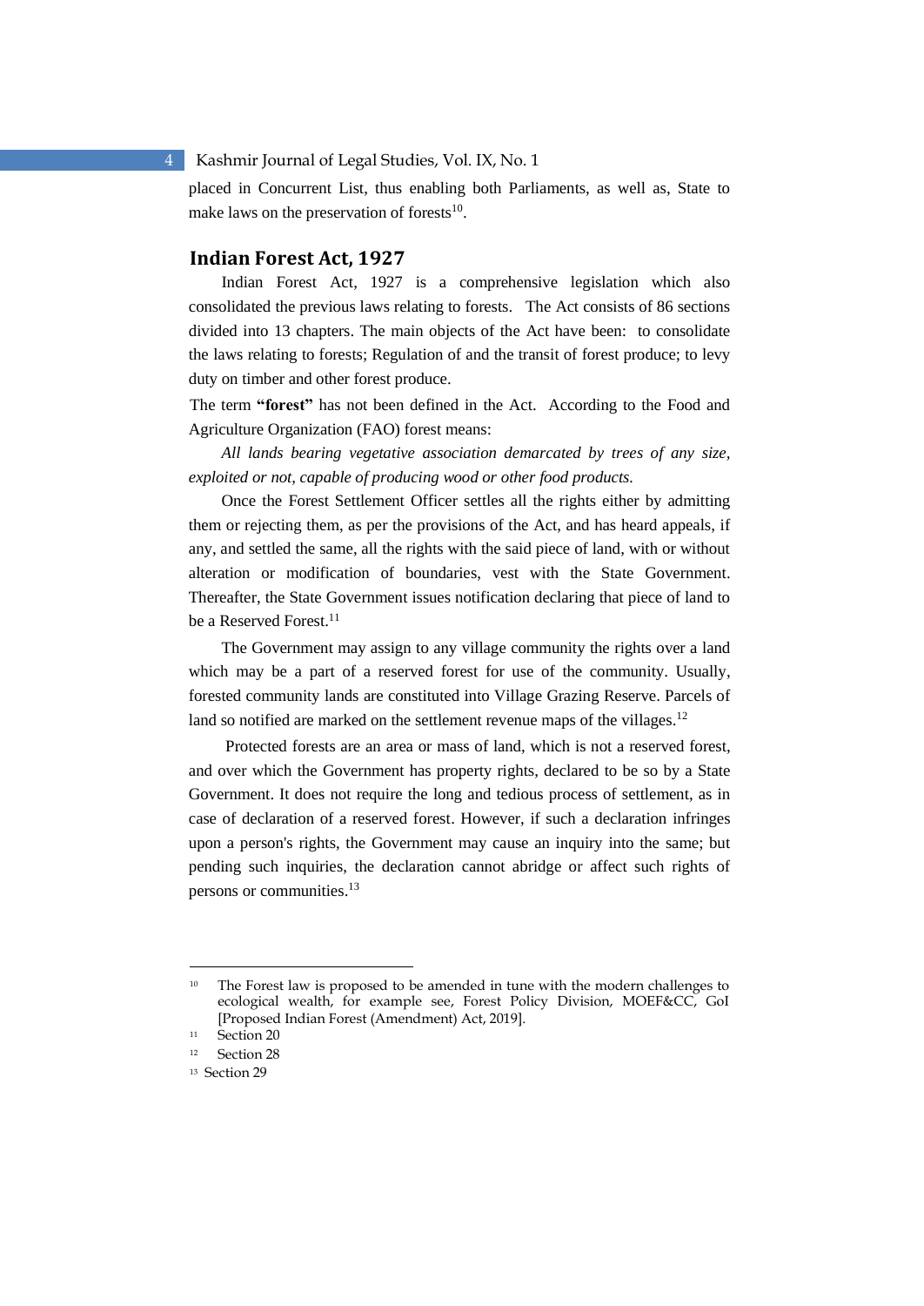placed in Concurrent List, thus enabling both Parliaments, as well as, State to make laws on the preservation of forests[10].

## Indian Forest Act, 1927

Indian Forest Act, 1927 is a comprehensive legislation which also consolidated the previous laws relating to forests. The Act consists of 86 sections divided into 13 chapters. The main objects of the Act have been: to consolidate the laws relating to forests; Regulation of and the transit of forest produce; to levy duty on timber and other forest produce.

The term **"forest"** has not been defined in the Act. According to the Food and Agriculture Organization (FAO) forest means:

*All lands bearing vegetative association demarcated by trees of any size, exploited or not, capable of producing wood or other food products.*

Once the Forest Settlement Officer settles all the rights either by admitting them or rejecting them, as per the provisions of the Act, and has heard appeals, if any, and settled the same, all the rights with the said piece of land, with or without alteration or modification of boundaries, vest with the State Government. Thereafter, the State Government issues notification declaring that piece of land to be a Reserved Forest.[11]

The Government may assign to any village community the rights over a land which may be a part of a reserved forest for use of the community. Usually, forested community lands are constituted into Village Grazing Reserve. Parcels of land so notified are marked on the settlement revenue maps of the villages.[12]

Protected forests are an area or mass of land, which is not a reserved forest, and over which the Government has property rights, declared to be so by a State Government. It does not require the long and tedious process of settlement, as in case of declaration of a reserved forest. However, if such a declaration infringes upon a person's rights, the Government may cause an inquiry into the same; but pending such inquiries, the declaration cannot abridge or affect such rights of persons or communities.[13]

---

[10] The Forest law is proposed to be amended in tune with the modern challenges to ecological wealth, for example see, Forest Policy Division, MOEF&CC, GoI [Proposed Indian Forest (Amendment) Act, 2019].

[11] Section 20

[12] Section 28

[13] Section 29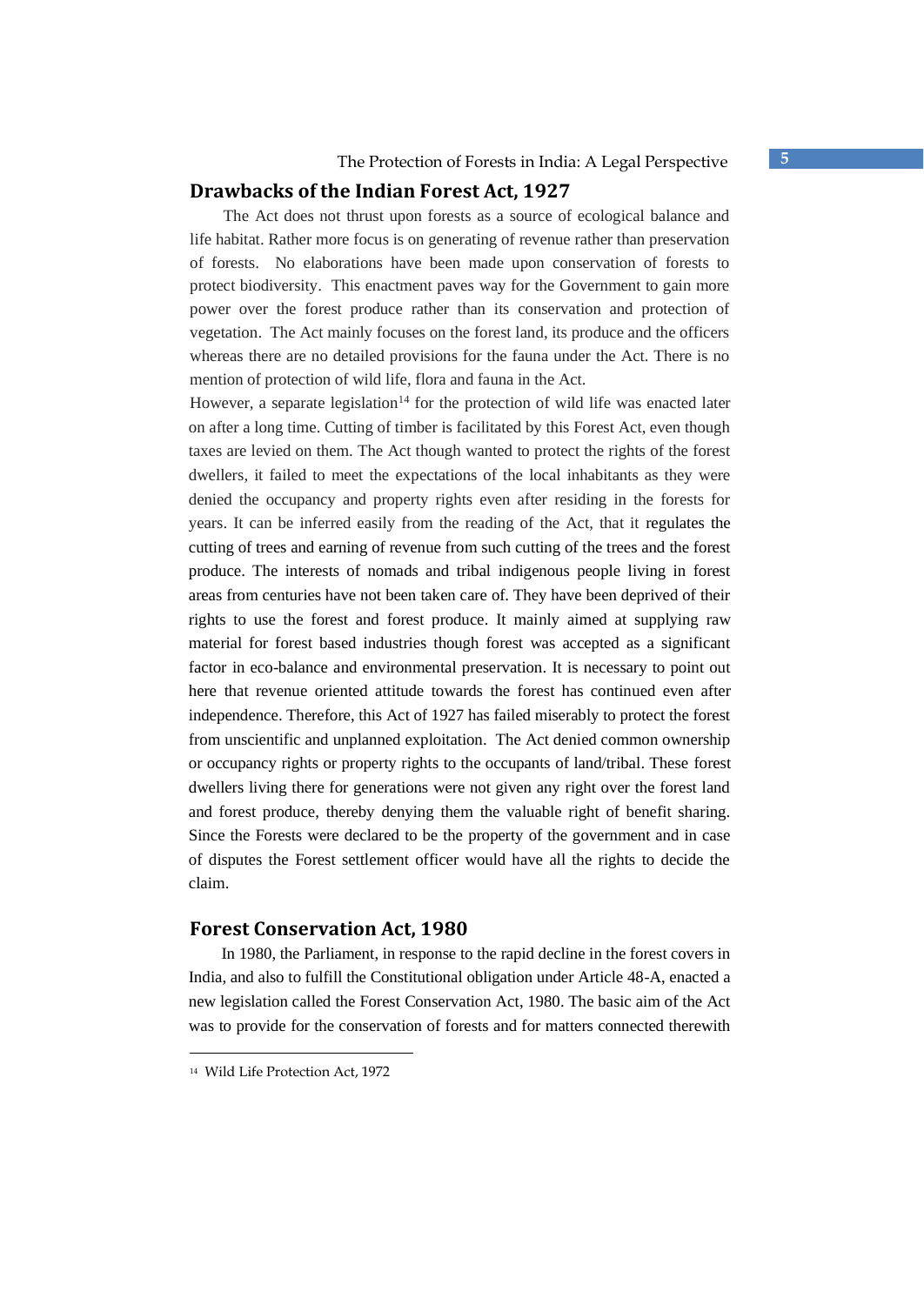## Drawbacks of the Indian Forest Act, 1927

The Act does not thrust upon forests as a source of ecological balance and life habitat. Rather more focus is on generating of revenue rather than preservation of forests. No elaborations have been made upon conservation of forests to protect biodiversity. This enactment paves way for the Government to gain more power over the forest produce rather than its conservation and protection of vegetation. The Act mainly focuses on the forest land, its produce and the officers whereas there are no detailed provisions for the fauna under the Act. There is no mention of protection of wild life, flora and fauna in the Act.

However, a separate legislation[14] for the protection of wild life was enacted later on after a long time. Cutting of timber is facilitated by this Forest Act, even though taxes are levied on them. The Act though wanted to protect the rights of the forest dwellers, it failed to meet the expectations of the local inhabitants as they were denied the occupancy and property rights even after residing in the forests for years. It can be inferred easily from the reading of the Act, that it regulates the cutting of trees and earning of revenue from such cutting of the trees and the forest produce. The interests of nomads and tribal indigenous people living in forest areas from centuries have not been taken care of. They have been deprived of their rights to use the forest and forest produce. It mainly aimed at supplying raw material for forest based industries though forest was accepted as a significant factor in eco-balance and environmental preservation. It is necessary to point out here that revenue oriented attitude towards the forest has continued even after independence. Therefore, this Act of 1927 has failed miserably to protect the forest from unscientific and unplanned exploitation. The Act denied common ownership or occupancy rights or property rights to the occupants of land/tribal. These forest dwellers living there for generations were not given any right over the forest land and forest produce, thereby denying them the valuable right of benefit sharing. Since the Forests were declared to be the property of the government and in case of disputes the Forest settlement officer would have all the rights to decide the claim.

## Forest Conservation Act, 1980

In 1980, the Parliament, in response to the rapid decline in the forest covers in India, and also to fulfill the Constitutional obligation under Article 48-A, enacted a new legislation called the Forest Conservation Act, 1980. The basic aim of the Act was to provide for the conservation of forests and for matters connected therewith

---

[14] Wild Life Protection Act, 1972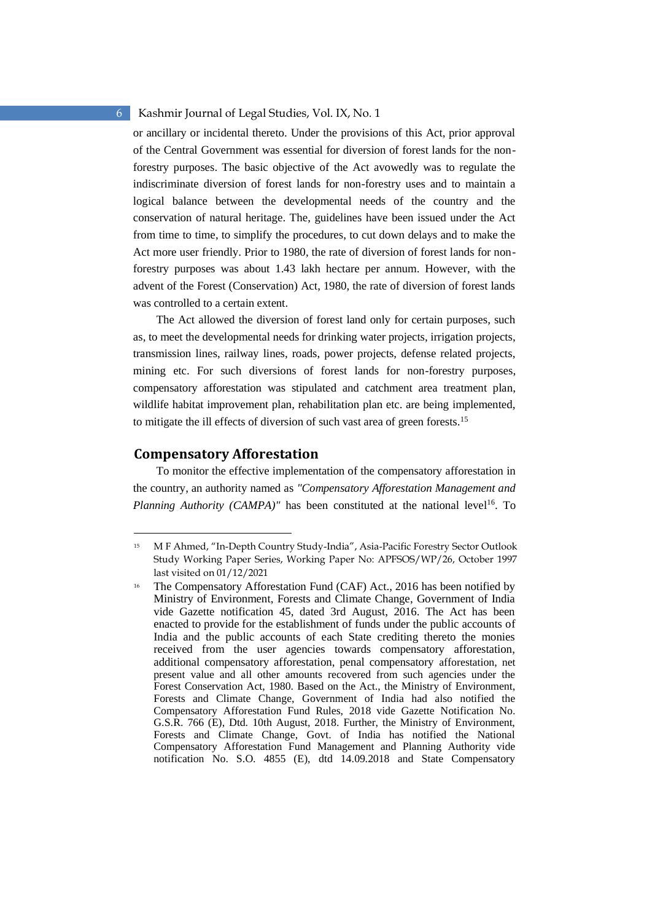or ancillary or incidental thereto. Under the provisions of this Act, prior approval of the Central Government was essential for diversion of forest lands for the non-forestry purposes. The basic objective of the Act avowedly was to regulate the indiscriminate diversion of forest lands for non-forestry uses and to maintain a logical balance between the developmental needs of the country and the conservation of natural heritage. The, guidelines have been issued under the Act from time to time, to simplify the procedures, to cut down delays and to make the Act more user friendly. Prior to 1980, the rate of diversion of forest lands for non-forestry purposes was about 1.43 lakh hectare per annum. However, with the advent of the Forest (Conservation) Act, 1980, the rate of diversion of forest lands was controlled to a certain extent.

The Act allowed the diversion of forest land only for certain purposes, such as, to meet the developmental needs for drinking water projects, irrigation projects, transmission lines, railway lines, roads, power projects, defense related projects, mining etc. For such diversions of forest lands for non-forestry purposes, compensatory afforestation was stipulated and catchment area treatment plan, wildlife habitat improvement plan, rehabilitation plan etc. are being implemented, to mitigate the ill effects of diversion of such vast area of green forests.[15]

## Compensatory Afforestation

To monitor the effective implementation of the compensatory afforestation in the country, an authority named as *"Compensatory Afforestation Management and Planning Authority (CAMPA)"* has been constituted at the national level[16]. To

---

[15] M F Ahmed, "In-Depth Country Study-India", Asia-Pacific Forestry Sector Outlook Study Working Paper Series, Working Paper No: APFSOS/WP/26, October 1997 last visited on 01/12/2021

[16] The Compensatory Afforestation Fund (CAF) Act., 2016 has been notified by Ministry of Environment, Forests and Climate Change, Government of India vide Gazette notification 45, dated 3rd August, 2016. The Act has been enacted to provide for the establishment of funds under the public accounts of India and the public accounts of each State crediting thereto the monies received from the user agencies towards compensatory afforestation, additional compensatory afforestation, penal compensatory afforestation, net present value and all other amounts recovered from such agencies under the Forest Conservation Act, 1980. Based on the Act., the Ministry of Environment, Forests and Climate Change, Government of India had also notified the Compensatory Afforestation Fund Rules, 2018 vide Gazette Notification No. G.S.R. 766 (E), Dtd. 10th August, 2018. Further, the Ministry of Environment, Forests and Climate Change, Govt. of India has notified the National Compensatory Afforestation Fund Management and Planning Authority vide notification No. S.O. 4855 (E), dtd 14.09.2018 and State Compensatory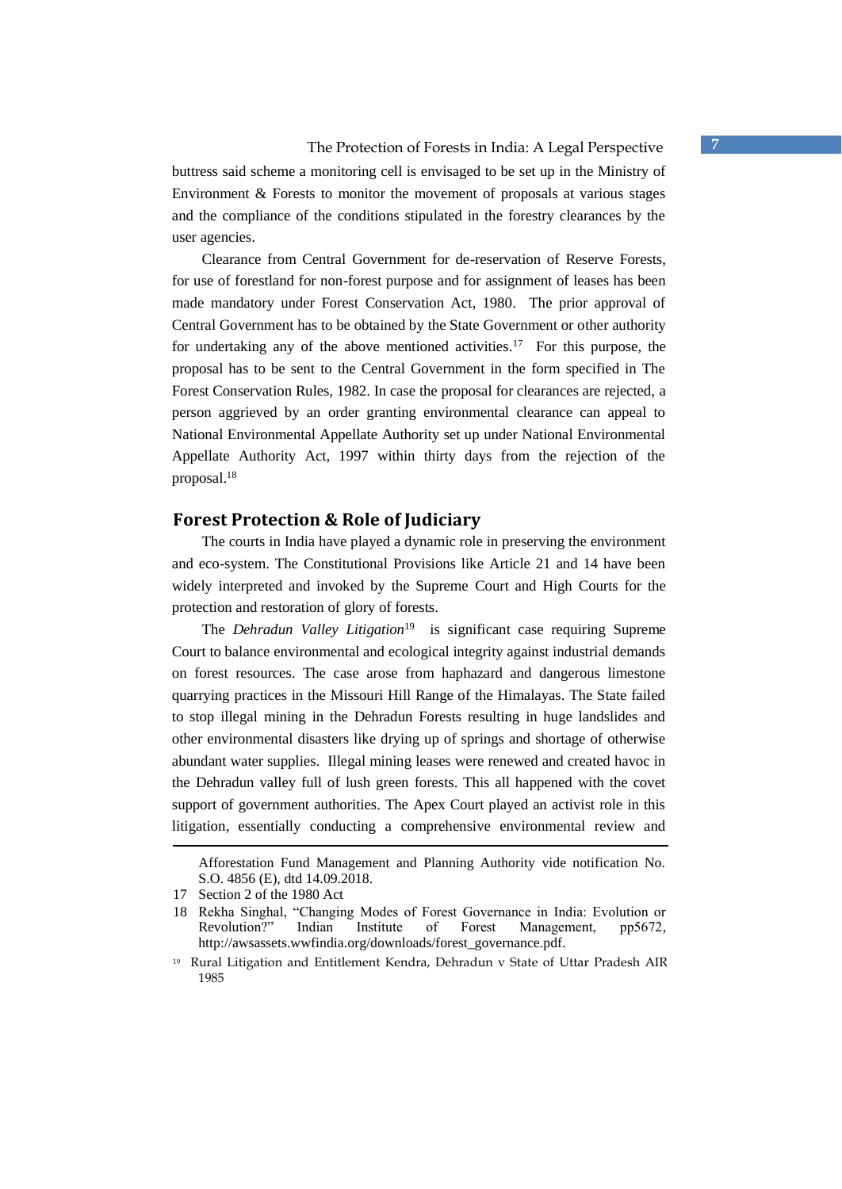buttress said scheme a monitoring cell is envisaged to be set up in the Ministry of Environment & Forests to monitor the movement of proposals at various stages and the compliance of the conditions stipulated in the forestry clearances by the user agencies.

Clearance from Central Government for de-reservation of Reserve Forests, for use of forestland for non-forest purpose and for assignment of leases has been made mandatory under Forest Conservation Act, 1980. The prior approval of Central Government has to be obtained by the State Government or other authority for undertaking any of the above mentioned activities.[17] For this purpose, the proposal has to be sent to the Central Government in the form specified in The Forest Conservation Rules, 1982. In case the proposal for clearances are rejected, a person aggrieved by an order granting environmental clearance can appeal to National Environmental Appellate Authority set up under National Environmental Appellate Authority Act, 1997 within thirty days from the rejection of the proposal.[18]

## Forest Protection & Role of Judiciary

The courts in India have played a dynamic role in preserving the environment and eco-system. The Constitutional Provisions like Article 21 and 14 have been widely interpreted and invoked by the Supreme Court and High Courts for the protection and restoration of glory of forests.

The *Dehradun Valley Litigation*[19] is significant case requiring Supreme Court to balance environmental and ecological integrity against industrial demands on forest resources. The case arose from haphazard and dangerous limestone quarrying practices in the Missouri Hill Range of the Himalayas. The State failed to stop illegal mining in the Dehradun Forests resulting in huge landslides and other environmental disasters like drying up of springs and shortage of otherwise abundant water supplies. Illegal mining leases were renewed and created havoc in the Dehradun valley full of lush green forests. This all happened with the covet support of government authorities. The Apex Court played an activist role in this litigation, essentially conducting a comprehensive environmental review and

---

Afforestation Fund Management and Planning Authority vide notification No. S.O. 4856 (E), dtd 14.09.2018.

17 Section 2 of the 1980 Act

18 Rekha Singhal, "Changing Modes of Forest Governance in India: Evolution or Revolution?" Indian Institute of Forest Management, pp5672, http://awsassets.wwfindia.org/downloads/forest_governance.pdf.

19 Rural Litigation and Entitlement Kendra, Dehradun v State of Uttar Pradesh AIR 1985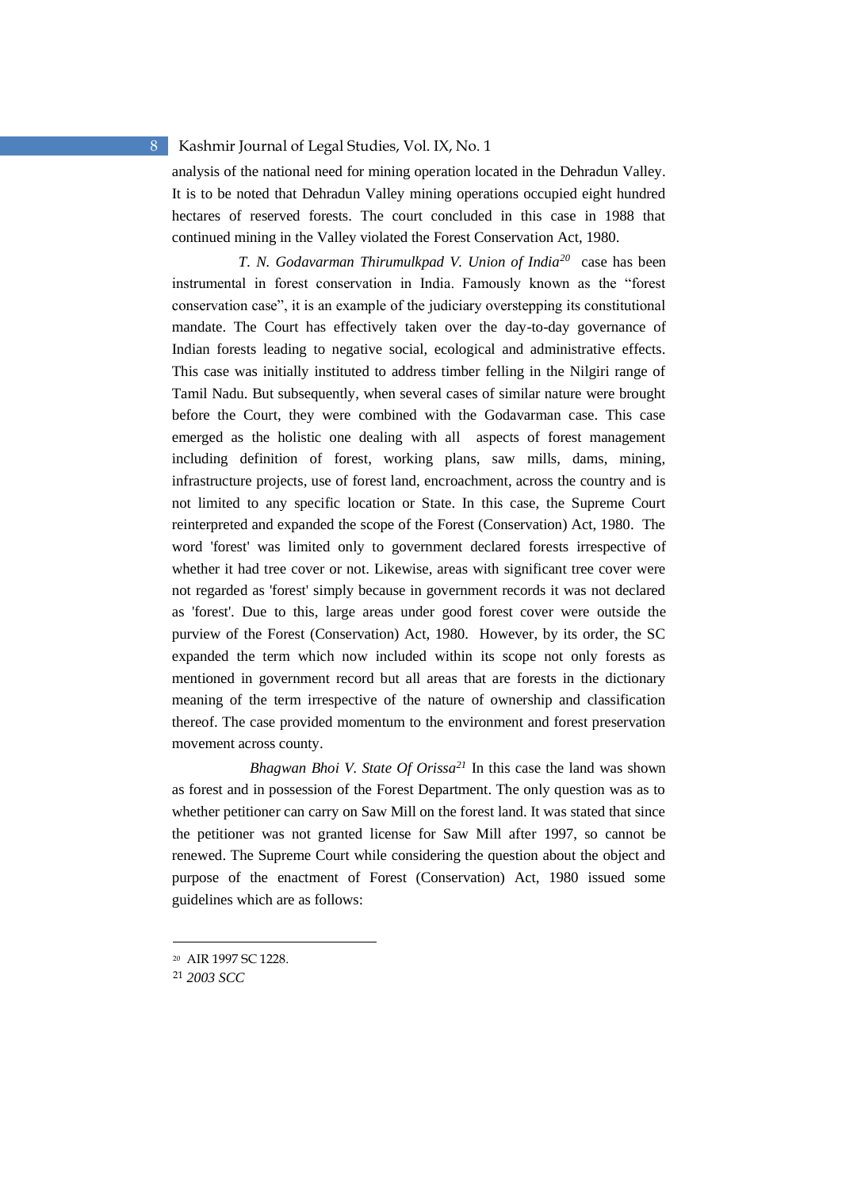analysis of the national need for mining operation located in the Dehradun Valley. It is to be noted that Dehradun Valley mining operations occupied eight hundred hectares of reserved forests. The court concluded in this case in 1988 that continued mining in the Valley violated the Forest Conservation Act, 1980.

*T. N. Godavarman Thirumulkpad V. Union of India*[20] case has been instrumental in forest conservation in India. Famously known as the "forest conservation case", it is an example of the judiciary overstepping its constitutional mandate. The Court has effectively taken over the day-to-day governance of Indian forests leading to negative social, ecological and administrative effects. This case was initially instituted to address timber felling in the Nilgiri range of Tamil Nadu. But subsequently, when several cases of similar nature were brought before the Court, they were combined with the Godavarman case. This case emerged as the holistic one dealing with all aspects of forest management including definition of forest, working plans, saw mills, dams, mining, infrastructure projects, use of forest land, encroachment, across the country and is not limited to any specific location or State. In this case, the Supreme Court reinterpreted and expanded the scope of the Forest (Conservation) Act, 1980. The word 'forest' was limited only to government declared forests irrespective of whether it had tree cover or not. Likewise, areas with significant tree cover were not regarded as 'forest' simply because in government records it was not declared as 'forest'. Due to this, large areas under good forest cover were outside the purview of the Forest (Conservation) Act, 1980. However, by its order, the SC expanded the term which now included within its scope not only forests as mentioned in government record but all areas that are forests in the dictionary meaning of the term irrespective of the nature of ownership and classification thereof. The case provided momentum to the environment and forest preservation movement across county.

*Bhagwan Bhoi V. State Of Orissa*[21] In this case the land was shown as forest and in possession of the Forest Department. The only question was as to whether petitioner can carry on Saw Mill on the forest land. It was stated that since the petitioner was not granted license for Saw Mill after 1997, so cannot be renewed. The Supreme Court while considering the question about the object and purpose of the enactment of Forest (Conservation) Act, 1980 issued some guidelines which are as follows:

---

[20] AIR 1997 SC 1228.

[21] *2003 SCC*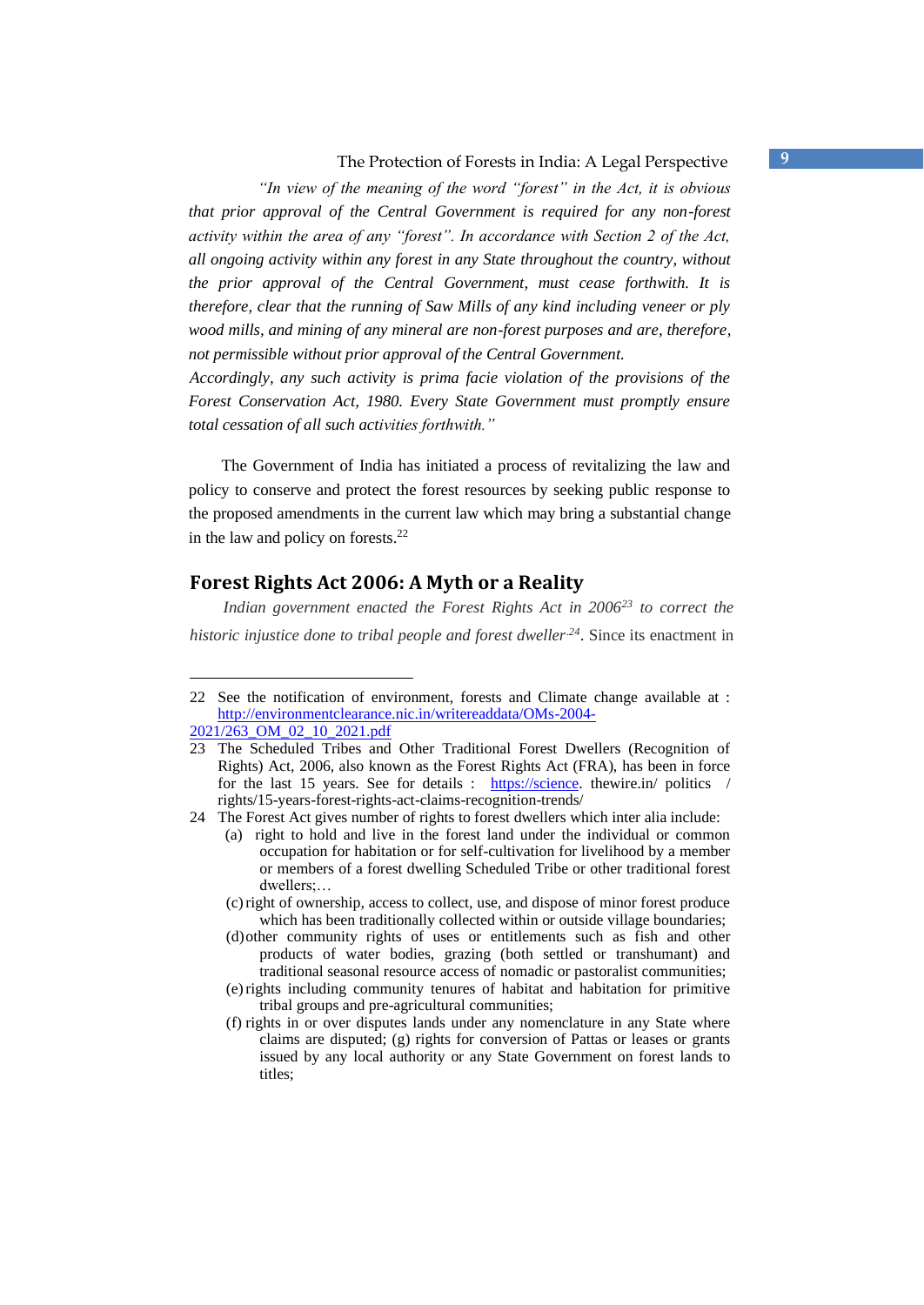*"In view of the meaning of the word "forest" in the Act, it is obvious that prior approval of the Central Government is required for any non-forest activity within the area of any "forest". In accordance with Section 2 of the Act, all ongoing activity within any forest in any State throughout the country, without the prior approval of the Central Government, must cease forthwith. It is therefore, clear that the running of Saw Mills of any kind including veneer or ply wood mills, and mining of any mineral are non-forest purposes and are, therefore, not permissible without prior approval of the Central Government.*

*Accordingly, any such activity is prima facie violation of the provisions of the Forest Conservation Act, 1980. Every State Government must promptly ensure total cessation of all such activities forthwith."*

The Government of India has initiated a process of revitalizing the law and policy to conserve and protect the forest resources by seeking public response to the proposed amendments in the current law which may bring a substantial change in the law and policy on forests.[22]

## Forest Rights Act 2006: A Myth or a Reality

*Indian government enacted the Forest Rights Act in 2006[23] to correct the historic injustice done to tribal people and forest dweller.[24]*. Since its enactment in

---

22 See the notification of environment, forests and Climate change available at : http://environmentclearance.nic.in/writereaddata/OMs-2004-2021/263_OM_02_10_2021.pdf

23 The Scheduled Tribes and Other Traditional Forest Dwellers (Recognition of Rights) Act, 2006, also known as the Forest Rights Act (FRA), has been in force for the last 15 years. See for details : https://science. thewire.in/ politics / rights/15-years-forest-rights-act-claims-recognition-trends/

24 The Forest Act gives number of rights to forest dwellers which inter alia include:

(a) right to hold and live in the forest land under the individual or common occupation for habitation or for self-cultivation for livelihood by a member or members of a forest dwelling Scheduled Tribe or other traditional forest dwellers;…

(c) right of ownership, access to collect, use, and dispose of minor forest produce which has been traditionally collected within or outside village boundaries;

(d) other community rights of uses or entitlements such as fish and other products of water bodies, grazing (both settled or transhumant) and traditional seasonal resource access of nomadic or pastoralist communities;

(e) rights including community tenures of habitat and habitation for primitive tribal groups and pre-agricultural communities;

(f) rights in or over disputes lands under any nomenclature in any State where claims are disputed; (g) rights for conversion of Pattas or leases or grants issued by any local authority or any State Government on forest lands to titles;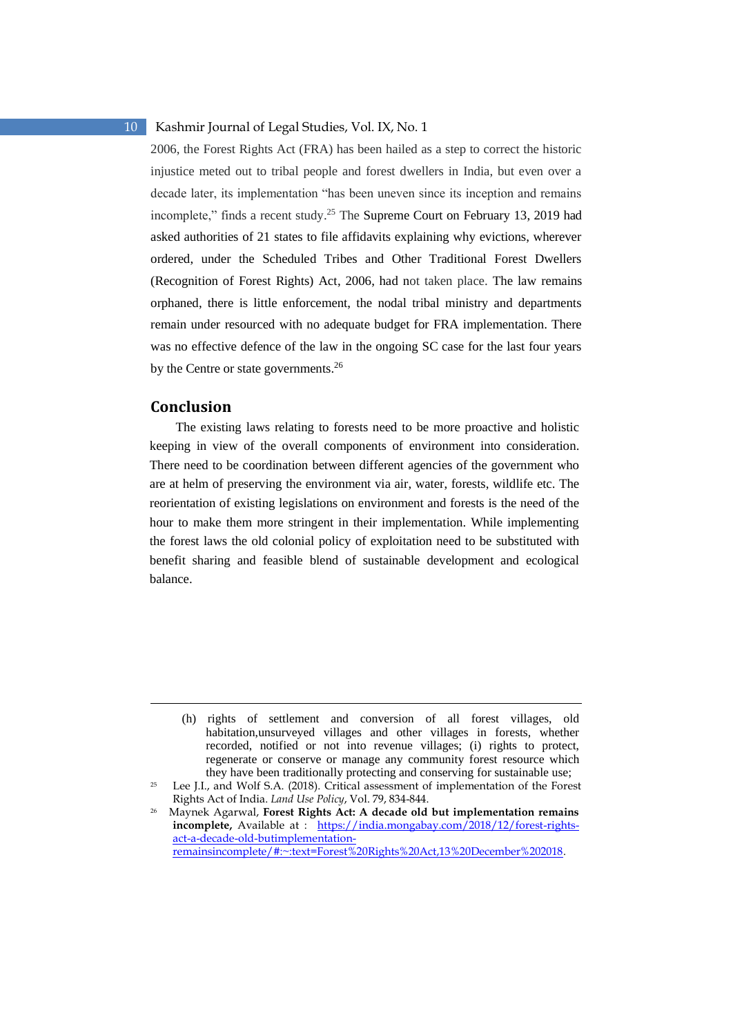2006, the Forest Rights Act (FRA) has been hailed as a step to correct the historic injustice meted out to tribal people and forest dwellers in India, but even over a decade later, its implementation "has been uneven since its inception and remains incomplete," finds a recent study.[25] The Supreme Court on February 13, 2019 had asked authorities of 21 states to file affidavits explaining why evictions, wherever ordered, under the Scheduled Tribes and Other Traditional Forest Dwellers (Recognition of Forest Rights) Act, 2006, had not taken place. The law remains orphaned, there is little enforcement, the nodal tribal ministry and departments remain under resourced with no adequate budget for FRA implementation. There was no effective defence of the law in the ongoing SC case for the last four years by the Centre or state governments.[26]

## Conclusion

The existing laws relating to forests need to be more proactive and holistic keeping in view of the overall components of environment into consideration. There need to be coordination between different agencies of the government who are at helm of preserving the environment via air, water, forests, wildlife etc. The reorientation of existing legislations on environment and forests is the need of the hour to make them more stringent in their implementation. While implementing the forest laws the old colonial policy of exploitation need to be substituted with benefit sharing and feasible blend of sustainable development and ecological balance.

---

(h) rights of settlement and conversion of all forest villages, old habitation,unsurveyed villages and other villages in forests, whether recorded, notified or not into revenue villages; (i) rights to protect, regenerate or conserve or manage any community forest resource which they have been traditionally protecting and conserving for sustainable use;

[25] Lee J.I., and Wolf S.A. (2018). Critical assessment of implementation of the Forest Rights Act of India. *Land Use Policy*, Vol. 79, 834-844.

[26] Maynek Agarwal, **Forest Rights Act: A decade old but implementation remains incomplete,** Available at : https://india.mongabay.com/2018/12/forest-rights-act-a-decade-old-butimplementation-remainsincomplete/#:~:text=Forest%20Rights%20Act,13%20December%202018.